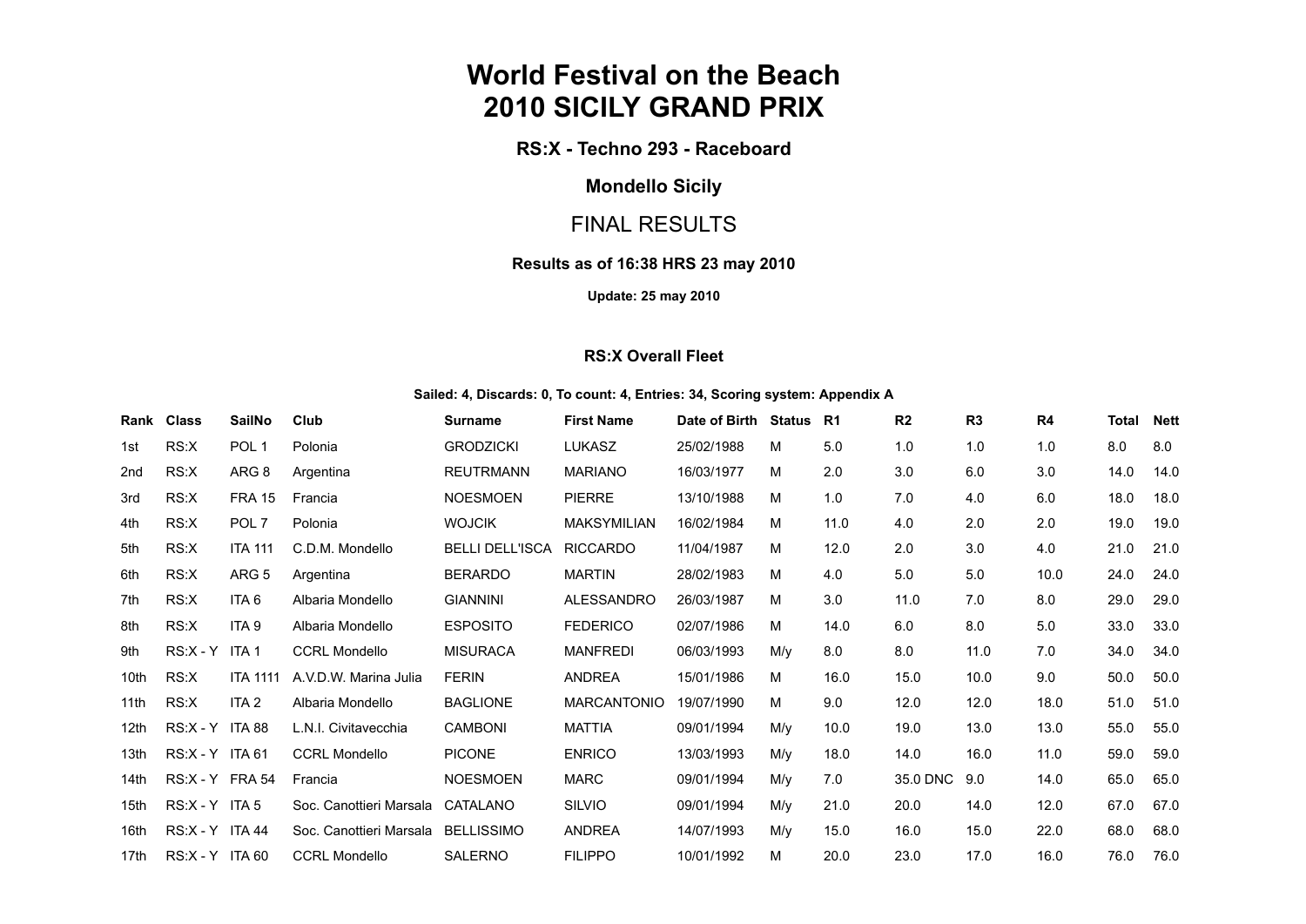# World Festival on the Beach
# 2010 SICILY GRAND PRIX

### RS:X - Techno 293 - Raceboard

### Mondello Sicily

## FINAL RESULTS

**Results as of 16:38 HRS 23 may 2010**

**Update: 25 may 2010**

### RS:X Overall Fleet

**Sailed: 4, Discards: 0, To count: 4, Entries: 34, Scoring system: Appendix A**

| Rank | Class | SailNo | Club | Surname | First Name | Date of Birth | Status | R1 | R2 | R3 | R4 | Total | Nett |
|---|---|---|---|---|---|---|---|---|---|---|---|---|---|
| 1st | RS:X | POL 1 | Polonia | GRODZICKI | LUKASZ | 25/02/1988 | M | 5.0 | 1.0 | 1.0 | 1.0 | 8.0 | 8.0 |
| 2nd | RS:X | ARG 8 | Argentina | REUTRMANN | MARIANO | 16/03/1977 | M | 2.0 | 3.0 | 6.0 | 3.0 | 14.0 | 14.0 |
| 3rd | RS:X | FRA 15 | Francia | NOESMOEN | PIERRE | 13/10/1988 | M | 1.0 | 7.0 | 4.0 | 6.0 | 18.0 | 18.0 |
| 4th | RS:X | POL 7 | Polonia | WOJCIK | MAKSYMILIAN | 16/02/1984 | M | 11.0 | 4.0 | 2.0 | 2.0 | 19.0 | 19.0 |
| 5th | RS:X | ITA 111 | C.D.M. Mondello | BELLI DELL'ISCA | RICCARDO | 11/04/1987 | M | 12.0 | 2.0 | 3.0 | 4.0 | 21.0 | 21.0 |
| 6th | RS:X | ARG 5 | Argentina | BERARDO | MARTIN | 28/02/1983 | M | 4.0 | 5.0 | 5.0 | 10.0 | 24.0 | 24.0 |
| 7th | RS:X | ITA 6 | Albaria Mondello | GIANNINI | ALESSANDRO | 26/03/1987 | M | 3.0 | 11.0 | 7.0 | 8.0 | 29.0 | 29.0 |
| 8th | RS:X | ITA 9 | Albaria Mondello | ESPOSITO | FEDERICO | 02/07/1986 | M | 14.0 | 6.0 | 8.0 | 5.0 | 33.0 | 33.0 |
| 9th | RS:X - Y | ITA 1 | CCRL Mondello | MISURACA | MANFREDI | 06/03/1993 | M/y | 8.0 | 8.0 | 11.0 | 7.0 | 34.0 | 34.0 |
| 10th | RS:X | ITA 1111 | A.V.D.W. Marina Julia | FERIN | ANDREA | 15/01/1986 | M | 16.0 | 15.0 | 10.0 | 9.0 | 50.0 | 50.0 |
| 11th | RS:X | ITA 2 | Albaria Mondello | BAGLIONE | MARCANTONIO | 19/07/1990 | M | 9.0 | 12.0 | 12.0 | 18.0 | 51.0 | 51.0 |
| 12th | RS:X - Y | ITA 88 | L.N.I. Civitavecchia | CAMBONI | MATTIA | 09/01/1994 | M/y | 10.0 | 19.0 | 13.0 | 13.0 | 55.0 | 55.0 |
| 13th | RS:X - Y | ITA 61 | CCRL Mondello | PICONE | ENRICO | 13/03/1993 | M/y | 18.0 | 14.0 | 16.0 | 11.0 | 59.0 | 59.0 |
| 14th | RS:X - Y | FRA 54 | Francia | NOESMOEN | MARC | 09/01/1994 | M/y | 7.0 | 35.0 DNC | 9.0 | 14.0 | 65.0 | 65.0 |
| 15th | RS:X - Y | ITA 5 | Soc. Canottieri Marsala | CATALANO | SILVIO | 09/01/1994 | M/y | 21.0 | 20.0 | 14.0 | 12.0 | 67.0 | 67.0 |
| 16th | RS:X - Y | ITA 44 | Soc. Canottieri Marsala | BELLISSIMO | ANDREA | 14/07/1993 | M/y | 15.0 | 16.0 | 15.0 | 22.0 | 68.0 | 68.0 |
| 17th | RS:X - Y | ITA 60 | CCRL Mondello | SALERNO | FILIPPO | 10/01/1992 | M | 20.0 | 23.0 | 17.0 | 16.0 | 76.0 | 76.0 |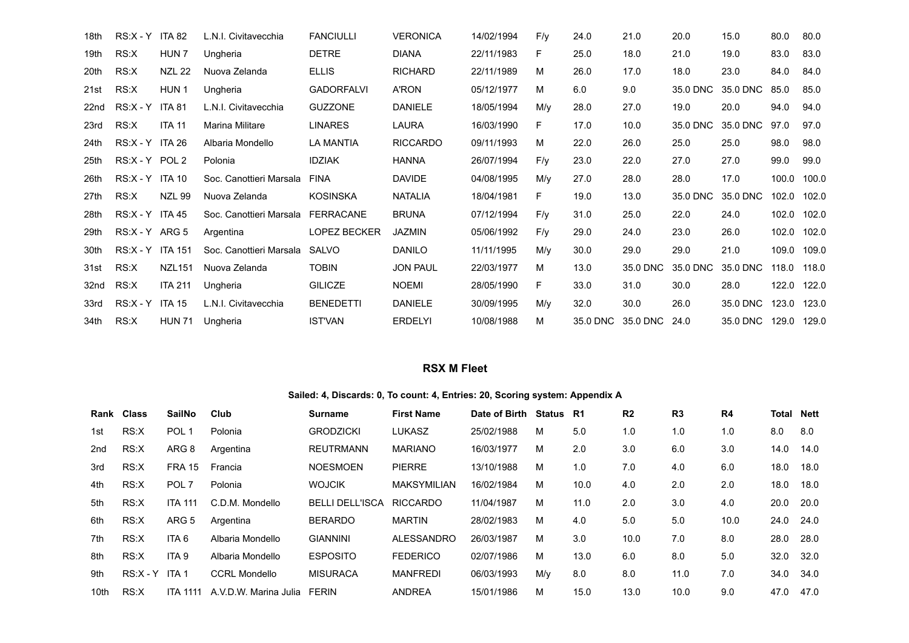| Rank | Class | SailNo | Club | Surname | First Name | Date of Birth | Status | R1 | R2 | R3 | R4 | Total | Nett |
|---|---|---|---|---|---|---|---|---|---|---|---|---|---|
| 18th | RS:X - Y | ITA 82 | L.N.I. Civitavecchia | FANCIULLI | VERONICA | 14/02/1994 | F/y | 24.0 | 21.0 | 20.0 | 15.0 | 80.0 | 80.0 |
| 19th | RS:X | HUN 7 | Ungheria | DETRE | DIANA | 22/11/1983 | F | 25.0 | 18.0 | 21.0 | 19.0 | 83.0 | 83.0 |
| 20th | RS:X | NZL 22 | Nuova Zelanda | ELLIS | RICHARD | 22/11/1989 | M | 26.0 | 17.0 | 18.0 | 23.0 | 84.0 | 84.0 |
| 21st | RS:X | HUN 1 | Ungheria | GADORFALVI | A'RON | 05/12/1977 | M | 6.0 | 9.0 | 35.0 DNC | 35.0 DNC | 85.0 | 85.0 |
| 22nd | RS:X - Y | ITA 81 | L.N.I. Civitavecchia | GUZZONE | DANIELE | 18/05/1994 | M/y | 28.0 | 27.0 | 19.0 | 20.0 | 94.0 | 94.0 |
| 23rd | RS:X | ITA 11 | Marina Militare | LINARES | LAURA | 16/03/1990 | F | 17.0 | 10.0 | 35.0 DNC | 35.0 DNC | 97.0 | 97.0 |
| 24th | RS:X - Y | ITA 26 | Albaria Mondello | LA MANTIA | RICCARDO | 09/11/1993 | M | 22.0 | 26.0 | 25.0 | 25.0 | 98.0 | 98.0 |
| 25th | RS:X - Y | POL 2 | Polonia | IDZIAK | HANNA | 26/07/1994 | F/y | 23.0 | 22.0 | 27.0 | 27.0 | 99.0 | 99.0 |
| 26th | RS:X - Y | ITA 10 | Soc. Canottieri Marsala | FINA | DAVIDE | 04/08/1995 | M/y | 27.0 | 28.0 | 28.0 | 17.0 | 100.0 | 100.0 |
| 27th | RS:X | NZL 99 | Nuova Zelanda | KOSINSKA | NATALIA | 18/04/1981 | F | 19.0 | 13.0 | 35.0 DNC | 35.0 DNC | 102.0 | 102.0 |
| 28th | RS:X - Y | ITA 45 | Soc. Canottieri Marsala | FERRACANE | BRUNA | 07/12/1994 | F/y | 31.0 | 25.0 | 22.0 | 24.0 | 102.0 | 102.0 |
| 29th | RS:X - Y | ARG 5 | Argentina | LOPEZ BECKER | JAZMIN | 05/06/1992 | F/y | 29.0 | 24.0 | 23.0 | 26.0 | 102.0 | 102.0 |
| 30th | RS:X - Y | ITA 151 | Soc. Canottieri Marsala | SALVO | DANILO | 11/11/1995 | M/y | 30.0 | 29.0 | 29.0 | 21.0 | 109.0 | 109.0 |
| 31st | RS:X | NZL151 | Nuova Zelanda | TOBIN | JON PAUL | 22/03/1977 | M | 13.0 | 35.0 DNC | 35.0 DNC | 35.0 DNC | 118.0 | 118.0 |
| 32nd | RS:X | ITA 211 | Ungheria | GILICZE | NOEMI | 28/05/1990 | F | 33.0 | 31.0 | 30.0 | 28.0 | 122.0 | 122.0 |
| 33rd | RS:X - Y | ITA 15 | L.N.I. Civitavecchia | BENEDETTI | DANIELE | 30/09/1995 | M/y | 32.0 | 30.0 | 26.0 | 35.0 DNC | 123.0 | 123.0 |
| 34th | RS:X | HUN 71 | Ungheria | IST'VAN | ERDELYI | 10/08/1988 | M | 35.0 DNC | 35.0 DNC | 24.0 | 35.0 DNC | 129.0 | 129.0 |

## RSX M Fleet

**Sailed: 4, Discards: 0, To count: 4, Entries: 20, Scoring system: Appendix A**

| Rank | Class | SailNo | Club | Surname | First Name | Date of Birth | Status | R1 | R2 | R3 | R4 | Total | Nett |
|---|---|---|---|---|---|---|---|---|---|---|---|---|---|
| 1st | RS:X | POL 1 | Polonia | GRODZICKI | LUKASZ | 25/02/1988 | M | 5.0 | 1.0 | 1.0 | 1.0 | 8.0 | 8.0 |
| 2nd | RS:X | ARG 8 | Argentina | REUTRMANN | MARIANO | 16/03/1977 | M | 2.0 | 3.0 | 6.0 | 3.0 | 14.0 | 14.0 |
| 3rd | RS:X | FRA 15 | Francia | NOESMOEN | PIERRE | 13/10/1988 | M | 1.0 | 7.0 | 4.0 | 6.0 | 18.0 | 18.0 |
| 4th | RS:X | POL 7 | Polonia | WOJCIK | MAKSYMILIAN | 16/02/1984 | M | 10.0 | 4.0 | 2.0 | 2.0 | 18.0 | 18.0 |
| 5th | RS:X | ITA 111 | C.D.M. Mondello | BELLI DELL'ISCA | RICCARDO | 11/04/1987 | M | 11.0 | 2.0 | 3.0 | 4.0 | 20.0 | 20.0 |
| 6th | RS:X | ARG 5 | Argentina | BERARDO | MARTIN | 28/02/1983 | M | 4.0 | 5.0 | 5.0 | 10.0 | 24.0 | 24.0 |
| 7th | RS:X | ITA 6 | Albaria Mondello | GIANNINI | ALESSANDRO | 26/03/1987 | M | 3.0 | 10.0 | 7.0 | 8.0 | 28.0 | 28.0 |
| 8th | RS:X | ITA 9 | Albaria Mondello | ESPOSITO | FEDERICO | 02/07/1986 | M | 13.0 | 6.0 | 8.0 | 5.0 | 32.0 | 32.0 |
| 9th | RS:X - Y | ITA 1 | CCRL Mondello | MISURACA | MANFREDI | 06/03/1993 | M/y | 8.0 | 8.0 | 11.0 | 7.0 | 34.0 | 34.0 |
| 10th | RS:X | ITA 1111 | A.V.D.W. Marina Julia | FERIN | ANDREA | 15/01/1986 | M | 15.0 | 13.0 | 10.0 | 9.0 | 47.0 | 47.0 |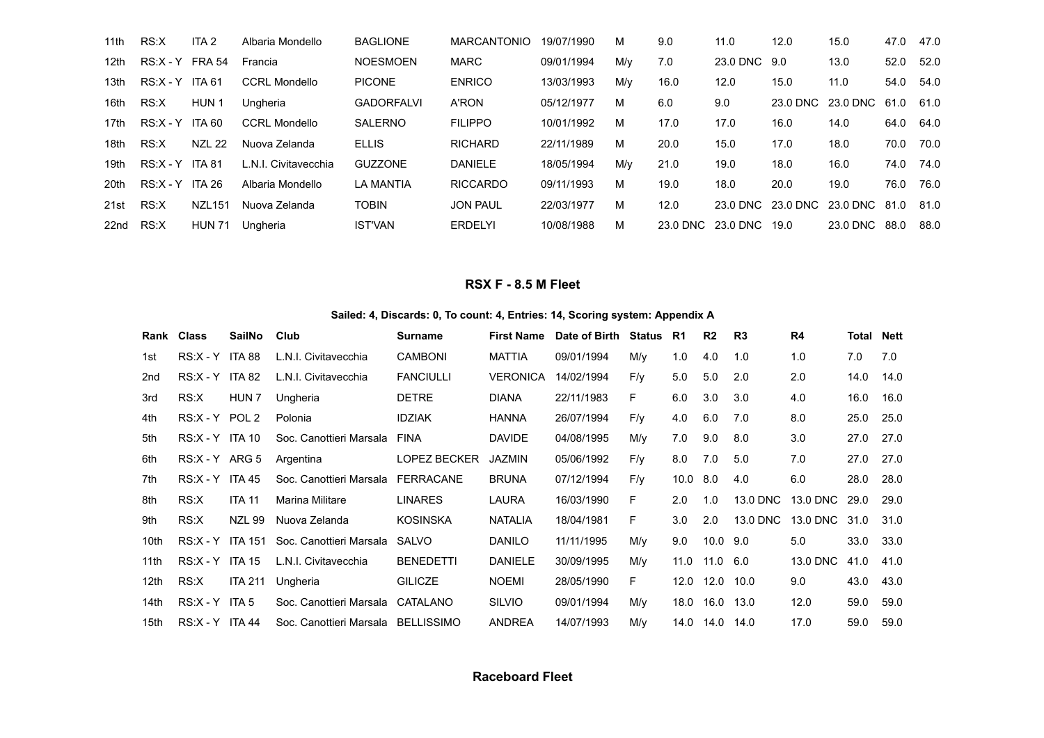| | | | | | | | | | | | | | |
|---|---|---|---|---|---|---|---|---|---|---|---|---|---|
| 11th | RS:X | ITA 2 | Albaria Mondello | BAGLIONE | MARCANTONIO | 19/07/1990 | M | 9.0 | 11.0 | 12.0 | 15.0 | 47.0 | 47.0 |
| 12th | RS:X - Y | FRA 54 | Francia | NOESMOEN | MARC | 09/01/1994 | M/y | 7.0 | 23.0 DNC | 9.0 | 13.0 | 52.0 | 52.0 |
| 13th | RS:X - Y | ITA 61 | CCRL Mondello | PICONE | ENRICO | 13/03/1993 | M/y | 16.0 | 12.0 | 15.0 | 11.0 | 54.0 | 54.0 |
| 16th | RS:X | HUN 1 | Ungheria | GADORFALVI | A'RON | 05/12/1977 | M | 6.0 | 9.0 | 23.0 DNC | 23.0 DNC | 61.0 | 61.0 |
| 17th | RS:X - Y | ITA 60 | CCRL Mondello | SALERNO | FILIPPO | 10/01/1992 | M | 17.0 | 17.0 | 16.0 | 14.0 | 64.0 | 64.0 |
| 18th | RS:X | NZL 22 | Nuova Zelanda | ELLIS | RICHARD | 22/11/1989 | M | 20.0 | 15.0 | 17.0 | 18.0 | 70.0 | 70.0 |
| 19th | RS:X - Y | ITA 81 | L.N.I. Civitavecchia | GUZZONE | DANIELE | 18/05/1994 | M/y | 21.0 | 19.0 | 18.0 | 16.0 | 74.0 | 74.0 |
| 20th | RS:X - Y | ITA 26 | Albaria Mondello | LA MANTIA | RICCARDO | 09/11/1993 | M | 19.0 | 18.0 | 20.0 | 19.0 | 76.0 | 76.0 |
| 21st | RS:X | NZL151 | Nuova Zelanda | TOBIN | JON PAUL | 22/03/1977 | M | 12.0 | 23.0 DNC | 23.0 DNC | 23.0 DNC | 81.0 | 81.0 |
| 22nd | RS:X | HUN 71 | Ungheria | IST'VAN | ERDELYI | 10/08/1988 | M | 23.0 DNC | 23.0 DNC | 19.0 | 23.0 DNC | 88.0 | 88.0 |

## RSX F - 8.5 M Fleet

**Sailed: 4, Discards: 0, To count: 4, Entries: 14, Scoring system: Appendix A**

| Rank | Class | SailNo | Club | Surname | First Name | Date of Birth | Status | R1 | R2 | R3 | R4 | Total | Nett |
|---|---|---|---|---|---|---|---|---|---|---|---|---|---|
| 1st | RS:X - Y | ITA 88 | L.N.I. Civitavecchia | CAMBONI | MATTIA | 09/01/1994 | M/y | 1.0 | 4.0 | 1.0 | 1.0 | 7.0 | 7.0 |
| 2nd | RS:X - Y | ITA 82 | L.N.I. Civitavecchia | FANCIULLI | VERONICA | 14/02/1994 | F/y | 5.0 | 5.0 | 2.0 | 2.0 | 14.0 | 14.0 |
| 3rd | RS:X | HUN 7 | Ungheria | DETRE | DIANA | 22/11/1983 | F | 6.0 | 3.0 | 3.0 | 4.0 | 16.0 | 16.0 |
| 4th | RS:X - Y | POL 2 | Polonia | IDZIAK | HANNA | 26/07/1994 | F/y | 4.0 | 6.0 | 7.0 | 8.0 | 25.0 | 25.0 |
| 5th | RS:X - Y | ITA 10 | Soc. Canottieri Marsala | FINA | DAVIDE | 04/08/1995 | M/y | 7.0 | 9.0 | 8.0 | 3.0 | 27.0 | 27.0 |
| 6th | RS:X - Y | ARG 5 | Argentina | LOPEZ BECKER | JAZMIN | 05/06/1992 | F/y | 8.0 | 7.0 | 5.0 | 7.0 | 27.0 | 27.0 |
| 7th | RS:X - Y | ITA 45 | Soc. Canottieri Marsala | FERRACANE | BRUNA | 07/12/1994 | F/y | 10.0 | 8.0 | 4.0 | 6.0 | 28.0 | 28.0 |
| 8th | RS:X | ITA 11 | Marina Militare | LINARES | LAURA | 16/03/1990 | F | 2.0 | 1.0 | 13.0 DNC | 13.0 DNC | 29.0 | 29.0 |
| 9th | RS:X | NZL 99 | Nuova Zelanda | KOSINSKA | NATALIA | 18/04/1981 | F | 3.0 | 2.0 | 13.0 DNC | 13.0 DNC | 31.0 | 31.0 |
| 10th | RS:X - Y | ITA 151 | Soc. Canottieri Marsala | SALVO | DANILO | 11/11/1995 | M/y | 9.0 | 10.0 | 9.0 | 5.0 | 33.0 | 33.0 |
| 11th | RS:X - Y | ITA 15 | L.N.I. Civitavecchia | BENEDETTI | DANIELE | 30/09/1995 | M/y | 11.0 | 11.0 | 6.0 | 13.0 DNC | 41.0 | 41.0 |
| 12th | RS:X | ITA 211 | Ungheria | GILICZE | NOEMI | 28/05/1990 | F | 12.0 | 12.0 | 10.0 | 9.0 | 43.0 | 43.0 |
| 14th | RS:X - Y | ITA 5 | Soc. Canottieri Marsala | CATALANO | SILVIO | 09/01/1994 | M/y | 18.0 | 16.0 | 13.0 | 12.0 | 59.0 | 59.0 |
| 15th | RS:X - Y | ITA 44 | Soc. Canottieri Marsala | BELLISSIMO | ANDREA | 14/07/1993 | M/y | 14.0 | 14.0 | 14.0 | 17.0 | 59.0 | 59.0 |

## Raceboard Fleet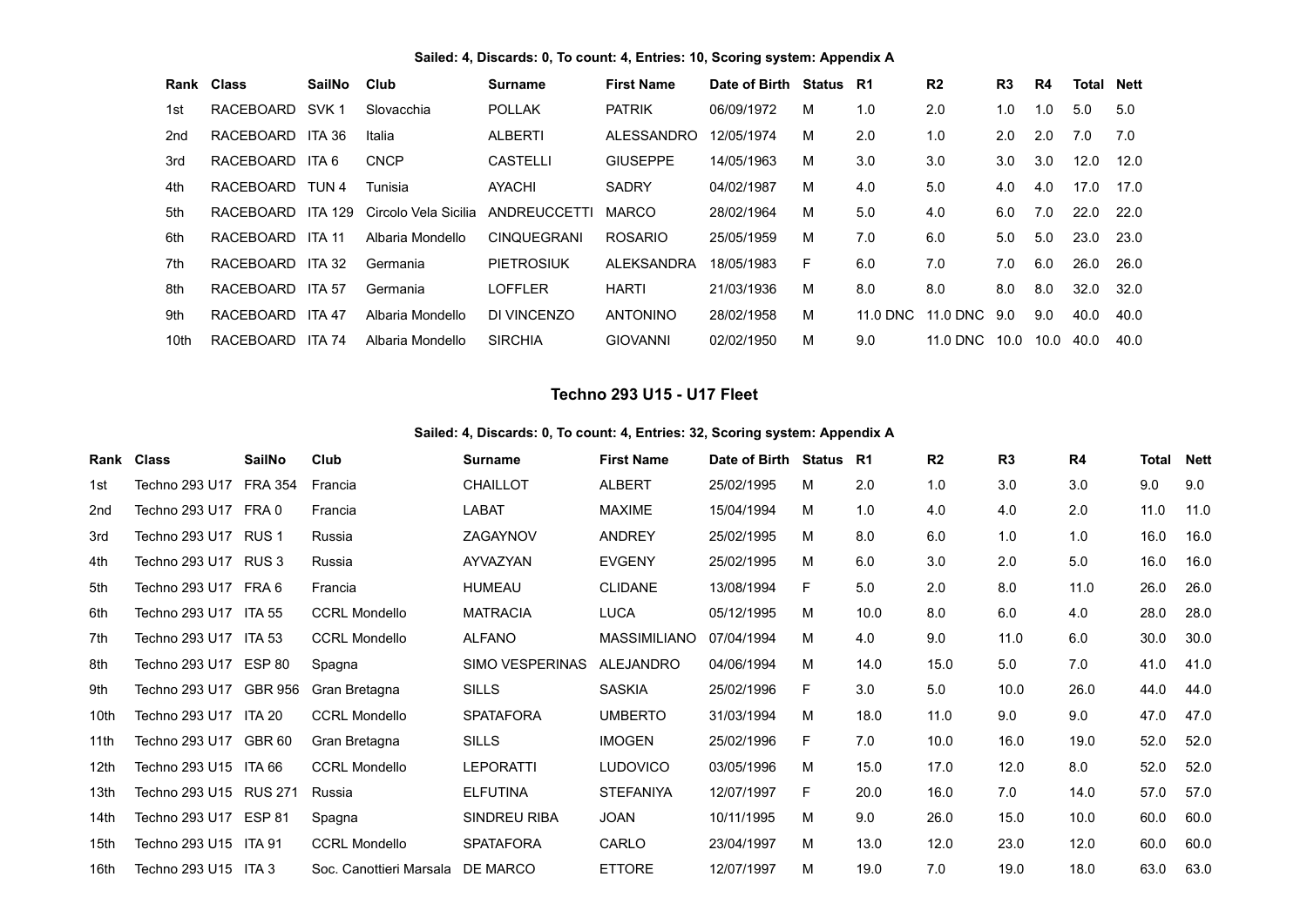**Sailed: 4, Discards: 0, To count: 4, Entries: 10, Scoring system: Appendix A**

| Rank | Class | SailNo | Club | Surname | First Name | Date of Birth | Status | R1 | R2 | R3 | R4 | Total | Nett |
|---|---|---|---|---|---|---|---|---|---|---|---|---|---|
| 1st | RACEBOARD | SVK 1 | Slovacchia | POLLAK | PATRIK | 06/09/1972 | M | 1.0 | 2.0 | 1.0 | 1.0 | 5.0 | 5.0 |
| 2nd | RACEBOARD | ITA 36 | Italia | ALBERTI | ALESSANDRO | 12/05/1974 | M | 2.0 | 1.0 | 2.0 | 2.0 | 7.0 | 7.0 |
| 3rd | RACEBOARD | ITA 6 | CNCP | CASTELLI | GIUSEPPE | 14/05/1963 | M | 3.0 | 3.0 | 3.0 | 3.0 | 12.0 | 12.0 |
| 4th | RACEBOARD | TUN 4 | Tunisia | AYACHI | SADRY | 04/02/1987 | M | 4.0 | 5.0 | 4.0 | 4.0 | 17.0 | 17.0 |
| 5th | RACEBOARD | ITA 129 | Circolo Vela Sicilia | ANDREUCCETTI | MARCO | 28/02/1964 | M | 5.0 | 4.0 | 6.0 | 7.0 | 22.0 | 22.0 |
| 6th | RACEBOARD | ITA 11 | Albaria Mondello | CINQUEGRANI | ROSARIO | 25/05/1959 | M | 7.0 | 6.0 | 5.0 | 5.0 | 23.0 | 23.0 |
| 7th | RACEBOARD | ITA 32 | Germania | PIETROSIUK | ALEKSANDRA | 18/05/1983 | F | 6.0 | 7.0 | 7.0 | 6.0 | 26.0 | 26.0 |
| 8th | RACEBOARD | ITA 57 | Germania | LOFFLER | HARTI | 21/03/1936 | M | 8.0 | 8.0 | 8.0 | 8.0 | 32.0 | 32.0 |
| 9th | RACEBOARD | ITA 47 | Albaria Mondello | DI VINCENZO | ANTONINO | 28/02/1958 | M | 11.0 DNC | 11.0 DNC | 9.0 | 9.0 | 40.0 | 40.0 |
| 10th | RACEBOARD | ITA 74 | Albaria Mondello | SIRCHIA | GIOVANNI | 02/02/1950 | M | 9.0 | 11.0 DNC | 10.0 | 10.0 | 40.0 | 40.0 |

## Techno 293 U15 - U17 Fleet

**Sailed: 4, Discards: 0, To count: 4, Entries: 32, Scoring system: Appendix A**

| Rank | Class | SailNo | Club | Surname | First Name | Date of Birth | Status | R1 | R2 | R3 | R4 | Total | Nett |
|---|---|---|---|---|---|---|---|---|---|---|---|---|---|
| 1st | Techno 293 U17 | FRA 354 | Francia | CHAILLOT | ALBERT | 25/02/1995 | M | 2.0 | 1.0 | 3.0 | 3.0 | 9.0 | 9.0 |
| 2nd | Techno 293 U17 | FRA 0 | Francia | LABAT | MAXIME | 15/04/1994 | M | 1.0 | 4.0 | 4.0 | 2.0 | 11.0 | 11.0 |
| 3rd | Techno 293 U17 | RUS 1 | Russia | ZAGAYNOV | ANDREY | 25/02/1995 | M | 8.0 | 6.0 | 1.0 | 1.0 | 16.0 | 16.0 |
| 4th | Techno 293 U17 | RUS 3 | Russia | AYVAZYAN | EVGENY | 25/02/1995 | M | 6.0 | 3.0 | 2.0 | 5.0 | 16.0 | 16.0 |
| 5th | Techno 293 U17 | FRA 6 | Francia | HUMEAU | CLIDANE | 13/08/1994 | F | 5.0 | 2.0 | 8.0 | 11.0 | 26.0 | 26.0 |
| 6th | Techno 293 U17 | ITA 55 | CCRL Mondello | MATRACIA | LUCA | 05/12/1995 | M | 10.0 | 8.0 | 6.0 | 4.0 | 28.0 | 28.0 |
| 7th | Techno 293 U17 | ITA 53 | CCRL Mondello | ALFANO | MASSIMILIANO | 07/04/1994 | M | 4.0 | 9.0 | 11.0 | 6.0 | 30.0 | 30.0 |
| 8th | Techno 293 U17 | ESP 80 | Spagna | SIMO VESPERINAS | ALEJANDRO | 04/06/1994 | M | 14.0 | 15.0 | 5.0 | 7.0 | 41.0 | 41.0 |
| 9th | Techno 293 U17 | GBR 956 | Gran Bretagna | SILLS | SASKIA | 25/02/1996 | F | 3.0 | 5.0 | 10.0 | 26.0 | 44.0 | 44.0 |
| 10th | Techno 293 U17 | ITA 20 | CCRL Mondello | SPATAFORA | UMBERTO | 31/03/1994 | M | 18.0 | 11.0 | 9.0 | 9.0 | 47.0 | 47.0 |
| 11th | Techno 293 U17 | GBR 60 | Gran Bretagna | SILLS | IMOGEN | 25/02/1996 | F | 7.0 | 10.0 | 16.0 | 19.0 | 52.0 | 52.0 |
| 12th | Techno 293 U15 | ITA 66 | CCRL Mondello | LEPORATTI | LUDOVICO | 03/05/1996 | M | 15.0 | 17.0 | 12.0 | 8.0 | 52.0 | 52.0 |
| 13th | Techno 293 U15 | RUS 271 | Russia | ELFUTINA | STEFANIYA | 12/07/1997 | F | 20.0 | 16.0 | 7.0 | 14.0 | 57.0 | 57.0 |
| 14th | Techno 293 U17 | ESP 81 | Spagna | SINDREU RIBA | JOAN | 10/11/1995 | M | 9.0 | 26.0 | 15.0 | 10.0 | 60.0 | 60.0 |
| 15th | Techno 293 U15 | ITA 91 | CCRL Mondello | SPATAFORA | CARLO | 23/04/1997 | M | 13.0 | 12.0 | 23.0 | 12.0 | 60.0 | 60.0 |
| 16th | Techno 293 U15 | ITA 3 | Soc. Canottieri Marsala | DE MARCO | ETTORE | 12/07/1997 | M | 19.0 | 7.0 | 19.0 | 18.0 | 63.0 | 63.0 |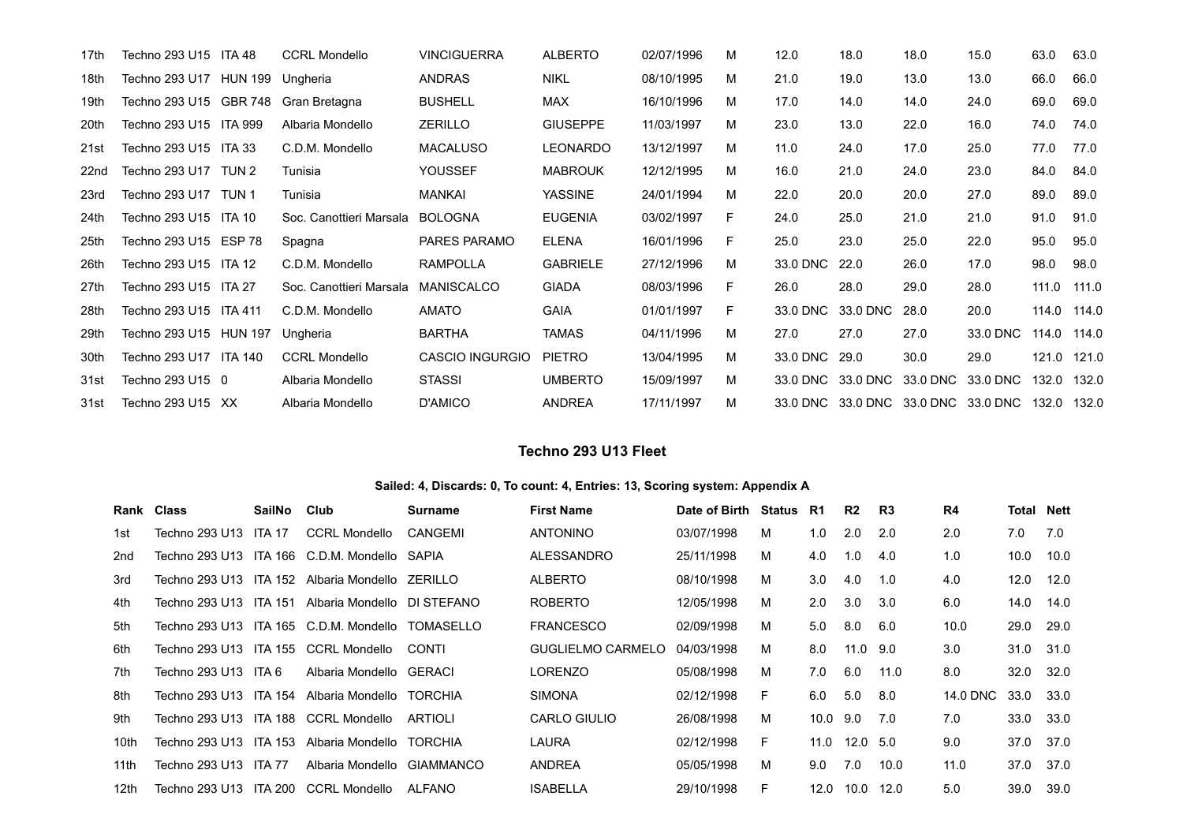| 17th | Techno 293 U15 | ITA 48 | CCRL Mondello | VINCIGUERRA | ALBERTO | 02/07/1996 | M | 12.0 | 18.0 | 18.0 | 15.0 | 63.0 | 63.0 |
|---|---|---|---|---|---|---|---|---|---|---|---|---|---|
| 18th | Techno 293 U17 | HUN 199 | Ungheria | ANDRAS | NIKL | 08/10/1995 | M | 21.0 | 19.0 | 13.0 | 13.0 | 66.0 | 66.0 |
| 19th | Techno 293 U15 | GBR 748 | Gran Bretagna | BUSHELL | MAX | 16/10/1996 | M | 17.0 | 14.0 | 14.0 | 24.0 | 69.0 | 69.0 |
| 20th | Techno 293 U15 | ITA 999 | Albaria Mondello | ZERILLO | GIUSEPPE | 11/03/1997 | M | 23.0 | 13.0 | 22.0 | 16.0 | 74.0 | 74.0 |
| 21st | Techno 293 U15 | ITA 33 | C.D.M. Mondello | MACALUSO | LEONARDO | 13/12/1997 | M | 11.0 | 24.0 | 17.0 | 25.0 | 77.0 | 77.0 |
| 22nd | Techno 293 U17 | TUN 2 | Tunisia | YOUSSEF | MABROUK | 12/12/1995 | M | 16.0 | 21.0 | 24.0 | 23.0 | 84.0 | 84.0 |
| 23rd | Techno 293 U17 | TUN 1 | Tunisia | MANKAI | YASSINE | 24/01/1994 | M | 22.0 | 20.0 | 20.0 | 27.0 | 89.0 | 89.0 |
| 24th | Techno 293 U15 | ITA 10 | Soc. Canottieri Marsala | BOLOGNA | EUGENIA | 03/02/1997 | F | 24.0 | 25.0 | 21.0 | 21.0 | 91.0 | 91.0 |
| 25th | Techno 293 U15 | ESP 78 | Spagna | PARES PARAMO | ELENA | 16/01/1996 | F | 25.0 | 23.0 | 25.0 | 22.0 | 95.0 | 95.0 |
| 26th | Techno 293 U15 | ITA 12 | C.D.M. Mondello | RAMPOLLA | GABRIELE | 27/12/1996 | M | 33.0 DNC | 22.0 | 26.0 | 17.0 | 98.0 | 98.0 |
| 27th | Techno 293 U15 | ITA 27 | Soc. Canottieri Marsala | MANISCALCO | GIADA | 08/03/1996 | F | 26.0 | 28.0 | 29.0 | 28.0 | 111.0 | 111.0 |
| 28th | Techno 293 U15 | ITA 411 | C.D.M. Mondello | AMATO | GAIA | 01/01/1997 | F | 33.0 DNC | 33.0 DNC | 28.0 | 20.0 | 114.0 | 114.0 |
| 29th | Techno 293 U15 | HUN 197 | Ungheria | BARTHA | TAMAS | 04/11/1996 | M | 27.0 | 27.0 | 27.0 | 33.0 DNC | 114.0 | 114.0 |
| 30th | Techno 293 U17 | ITA 140 | CCRL Mondello | CASCIO INGURGIO | PIETRO | 13/04/1995 | M | 33.0 DNC | 29.0 | 30.0 | 29.0 | 121.0 | 121.0 |
| 31st | Techno 293 U15 | 0 | Albaria Mondello | STASSI | UMBERTO | 15/09/1997 | M | 33.0 DNC | 33.0 DNC | 33.0 DNC | 33.0 DNC | 132.0 | 132.0 |
| 31st | Techno 293 U15 | XX | Albaria Mondello | D'AMICO | ANDREA | 17/11/1997 | M | 33.0 DNC | 33.0 DNC | 33.0 DNC | 33.0 DNC | 132.0 | 132.0 |

## Techno 293 U13 Fleet

**Sailed: 4, Discards: 0, To count: 4, Entries: 13, Scoring system: Appendix A**

| Rank | Class | SailNo | Club | Surname | First Name | Date of Birth | Status | R1 | R2 | R3 | R4 | Total | Nett |
|---|---|---|---|---|---|---|---|---|---|---|---|---|---|
| 1st | Techno 293 U13 | ITA 17 | CCRL Mondello | CANGEMI | ANTONINO | 03/07/1998 | M | 1.0 | 2.0 | 2.0 | 2.0 | 7.0 | 7.0 |
| 2nd | Techno 293 U13 | ITA 166 | C.D.M. Mondello | SAPIA | ALESSANDRO | 25/11/1998 | M | 4.0 | 1.0 | 4.0 | 1.0 | 10.0 | 10.0 |
| 3rd | Techno 293 U13 | ITA 152 | Albaria Mondello | ZERILLO | ALBERTO | 08/10/1998 | M | 3.0 | 4.0 | 1.0 | 4.0 | 12.0 | 12.0 |
| 4th | Techno 293 U13 | ITA 151 | Albaria Mondello | DI STEFANO | ROBERTO | 12/05/1998 | M | 2.0 | 3.0 | 3.0 | 6.0 | 14.0 | 14.0 |
| 5th | Techno 293 U13 | ITA 165 | C.D.M. Mondello | TOMASELLO | FRANCESCO | 02/09/1998 | M | 5.0 | 8.0 | 6.0 | 10.0 | 29.0 | 29.0 |
| 6th | Techno 293 U13 | ITA 155 | CCRL Mondello | CONTI | GUGLIELMO CARMELO | 04/03/1998 | M | 8.0 | 11.0 | 9.0 | 3.0 | 31.0 | 31.0 |
| 7th | Techno 293 U13 | ITA 6 | Albaria Mondello | GERACI | LORENZO | 05/08/1998 | M | 7.0 | 6.0 | 11.0 | 8.0 | 32.0 | 32.0 |
| 8th | Techno 293 U13 | ITA 154 | Albaria Mondello | TORCHIA | SIMONA | 02/12/1998 | F | 6.0 | 5.0 | 8.0 | 14.0 DNC | 33.0 | 33.0 |
| 9th | Techno 293 U13 | ITA 188 | CCRL Mondello | ARTIOLI | CARLO GIULIO | 26/08/1998 | M | 10.0 | 9.0 | 7.0 | 7.0 | 33.0 | 33.0 |
| 10th | Techno 293 U13 | ITA 153 | Albaria Mondello | TORCHIA | LAURA | 02/12/1998 | F | 11.0 | 12.0 | 5.0 | 9.0 | 37.0 | 37.0 |
| 11th | Techno 293 U13 | ITA 77 | Albaria Mondello | GIAMMANCO | ANDREA | 05/05/1998 | M | 9.0 | 7.0 | 10.0 | 11.0 | 37.0 | 37.0 |
| 12th | Techno 293 U13 | ITA 200 | CCRL Mondello | ALFANO | ISABELLA | 29/10/1998 | F | 12.0 | 10.0 | 12.0 | 5.0 | 39.0 | 39.0 |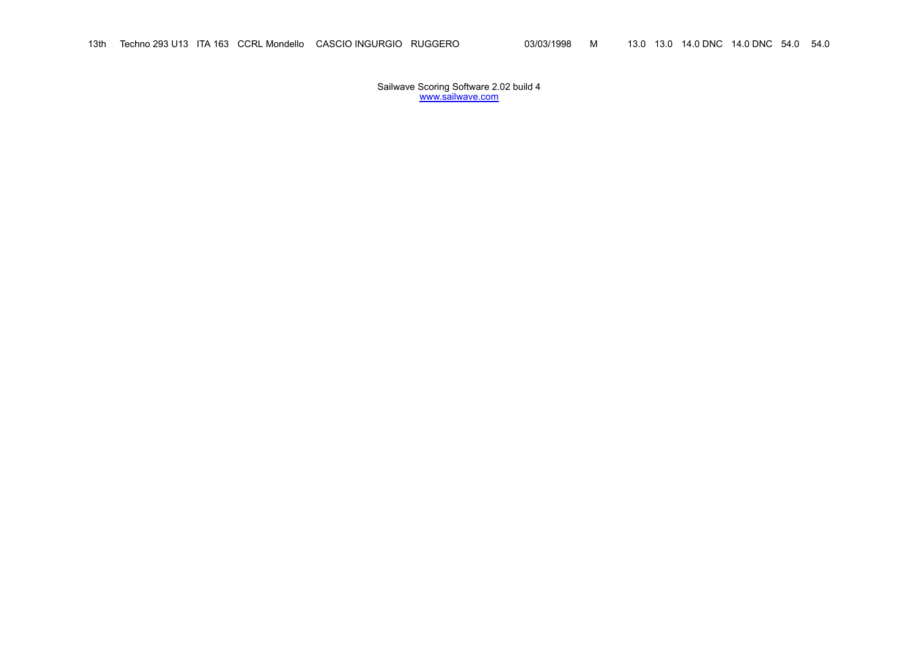| | | | | | | | | | | | | | |
|---|---|---|---|---|---|---|---|---|---|---|---|---|---|
| 13th | Techno 293 U13 | ITA 163 | CCRL Mondello | CASCIO INGURGIO | RUGGERO | 03/03/1998 | M | 13.0 | 13.0 | 14.0 DNC | 14.0 DNC | 54.0 | 54.0 |

Sailwave Scoring Software 2.02 build 4
www.sailwave.com